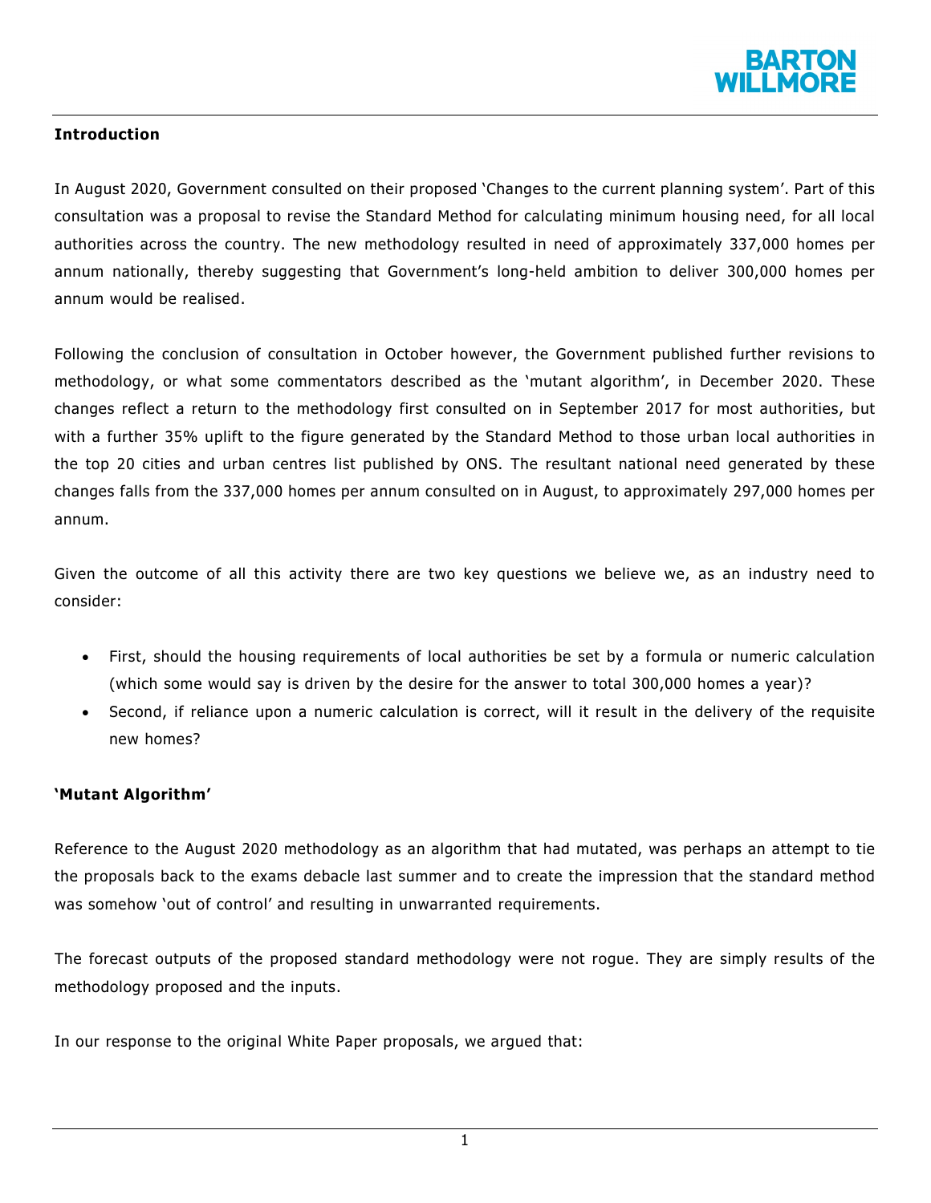**Introduction**

In August 2020, Government consulted on their proposed 'Changes to the current planning system'. Part of this consultation was a proposal to revise the Standard Method for calculating minimum housing need, for all local authorities across the country. The new methodology resulted in need of approximately 337,000 homes per annum nationally, thereby suggesting that Government's long-held ambition to deliver 300,000 homes per annum would be realised.

Following the conclusion of consultation in October however, the Government published further revisions to methodology, or what some commentators described as the 'mutant algorithm', in December 2020. These changes reflect a return to the methodology first consulted on in September 2017 for most authorities, but with a further 35% uplift to the figure generated by the Standard Method to those urban local authorities in the top 20 cities and urban centres list published by ONS. The resultant national need generated by these changes falls from the 337,000 homes per annum consulted on in August, to approximately 297,000 homes per annum.

Given the outcome of all this activity there are two key questions we believe we, as an industry need to consider:

- First, should the housing requirements of local authorities be set by a formula or numeric calculation (which some would say is driven by the desire for the answer to total 300,000 homes a year)?
- Second, if reliance upon a numeric calculation is correct, will it result in the delivery of the requisite new homes?

**'Mutant Algorithm'**

Reference to the August 2020 methodology as an algorithm that had mutated, was perhaps an attempt to tie the proposals back to the exams debacle last summer and to create the impression that the standard method was somehow 'out of control' and resulting in unwarranted requirements.

The forecast outputs of the proposed standard methodology were not rogue. They are simply results of the methodology proposed and the inputs.

In our response to the original White Paper proposals, we argued that: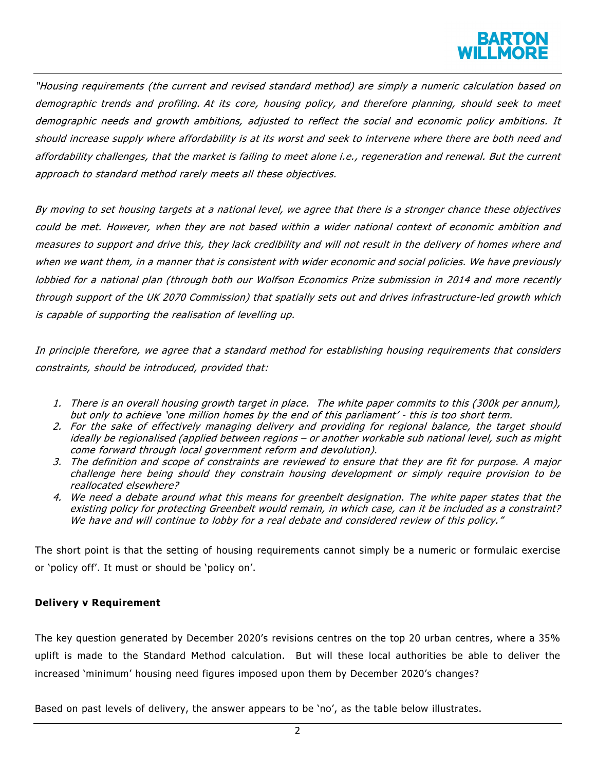*"Housing requirements (the current and revised standard method) are simply a numeric calculation based on demographic trends and profiling. At its core, housing policy, and therefore planning, should seek to meet demographic needs and growth ambitions, adjusted to reflect the social and economic policy ambitions. It should increase supply where affordability is at its worst and seek to intervene where there are both need and affordability challenges, that the market is failing to meet alone i.e., regeneration and renewal. But the current approach to standard method rarely meets all these objectives.*

*By moving to set housing targets at a national level, we agree that there is a stronger chance these objectives could be met. However, when they are not based within a wider national context of economic ambition and measures to support and drive this, they lack credibility and will not result in the delivery of homes where and when we want them, in a manner that is consistent with wider economic and social policies. We have previously lobbied for a national plan (through both our Wolfson Economics Prize submission in 2014 and more recently through support of the UK 2070 Commission) that spatially sets out and drives infrastructure-led growth which is capable of supporting the realisation of levelling up.*

*In principle therefore, we agree that a standard method for establishing housing requirements that considers constraints, should be introduced, provided that:*

1. *There is an overall housing growth target in place. The white paper commits to this (300k per annum), but only to achieve 'one million homes by the end of this parliament' - this is too short term.*
2. *For the sake of effectively managing delivery and providing for regional balance, the target should ideally be regionalised (applied between regions – or another workable sub national level, such as might come forward through local government reform and devolution).*
3. *The definition and scope of constraints are reviewed to ensure that they are fit for purpose. A major challenge here being should they constrain housing development or simply require provision to be reallocated elsewhere?*
4. *We need a debate around what this means for greenbelt designation. The white paper states that the existing policy for protecting Greenbelt would remain, in which case, can it be included as a constraint? We have and will continue to lobby for a real debate and considered review of this policy."*

The short point is that the setting of housing requirements cannot simply be a numeric or formulaic exercise or 'policy off'. It must or should be 'policy on'.

**Delivery v Requirement**

The key question generated by December 2020's revisions centres on the top 20 urban centres, where a 35% uplift is made to the Standard Method calculation. But will these local authorities be able to deliver the increased 'minimum' housing need figures imposed upon them by December 2020's changes?

Based on past levels of delivery, the answer appears to be 'no', as the table below illustrates.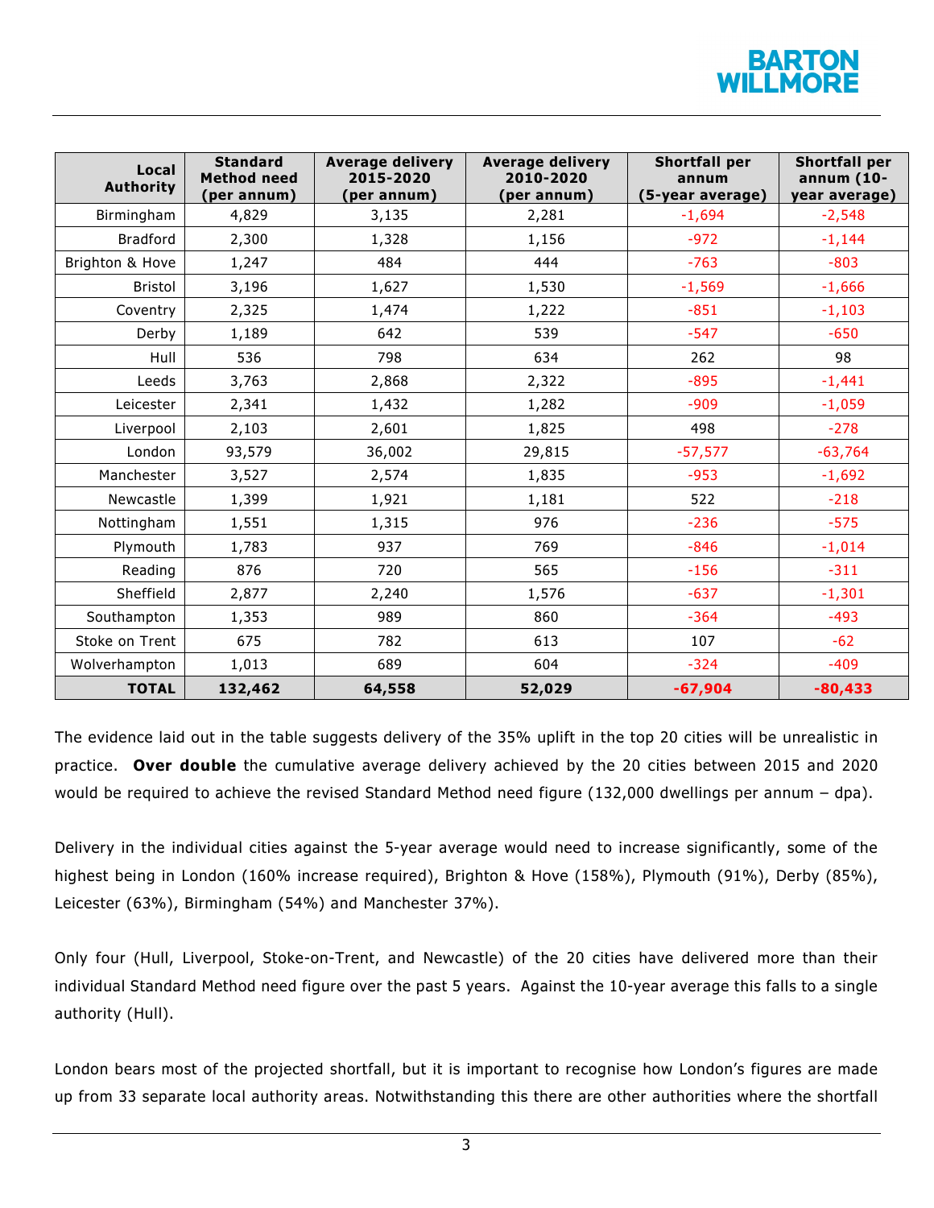| Local Authority | Standard Method need (per annum) | Average delivery 2015-2020 (per annum) | Average delivery 2010-2020 (per annum) | Shortfall per annum (5-year average) | Shortfall per annum (10-year average) |
|---|---|---|---|---|---|
| Birmingham | 4,829 | 3,135 | 2,281 | -1,694 | -2,548 |
| Bradford | 2,300 | 1,328 | 1,156 | -972 | -1,144 |
| Brighton & Hove | 1,247 | 484 | 444 | -763 | -803 |
| Bristol | 3,196 | 1,627 | 1,530 | -1,569 | -1,666 |
| Coventry | 2,325 | 1,474 | 1,222 | -851 | -1,103 |
| Derby | 1,189 | 642 | 539 | -547 | -650 |
| Hull | 536 | 798 | 634 | 262 | 98 |
| Leeds | 3,763 | 2,868 | 2,322 | -895 | -1,441 |
| Leicester | 2,341 | 1,432 | 1,282 | -909 | -1,059 |
| Liverpool | 2,103 | 2,601 | 1,825 | 498 | -278 |
| London | 93,579 | 36,002 | 29,815 | -57,577 | -63,764 |
| Manchester | 3,527 | 2,574 | 1,835 | -953 | -1,692 |
| Newcastle | 1,399 | 1,921 | 1,181 | 522 | -218 |
| Nottingham | 1,551 | 1,315 | 976 | -236 | -575 |
| Plymouth | 1,783 | 937 | 769 | -846 | -1,014 |
| Reading | 876 | 720 | 565 | -156 | -311 |
| Sheffield | 2,877 | 2,240 | 1,576 | -637 | -1,301 |
| Southampton | 1,353 | 989 | 860 | -364 | -493 |
| Stoke on Trent | 675 | 782 | 613 | 107 | -62 |
| Wolverhampton | 1,013 | 689 | 604 | -324 | -409 |
| **TOTAL** | **132,462** | **64,558** | **52,029** | **-67,904** | **-80,433** |

The evidence laid out in the table suggests delivery of the 35% uplift in the top 20 cities will be unrealistic in practice. **Over double** the cumulative average delivery achieved by the 20 cities between 2015 and 2020 would be required to achieve the revised Standard Method need figure (132,000 dwellings per annum – dpa).

Delivery in the individual cities against the 5-year average would need to increase significantly, some of the highest being in London (160% increase required), Brighton & Hove (158%), Plymouth (91%), Derby (85%), Leicester (63%), Birmingham (54%) and Manchester 37%).

Only four (Hull, Liverpool, Stoke-on-Trent, and Newcastle) of the 20 cities have delivered more than their individual Standard Method need figure over the past 5 years. Against the 10-year average this falls to a single authority (Hull).

London bears most of the projected shortfall, but it is important to recognise how London's figures are made up from 33 separate local authority areas. Notwithstanding this there are other authorities where the shortfall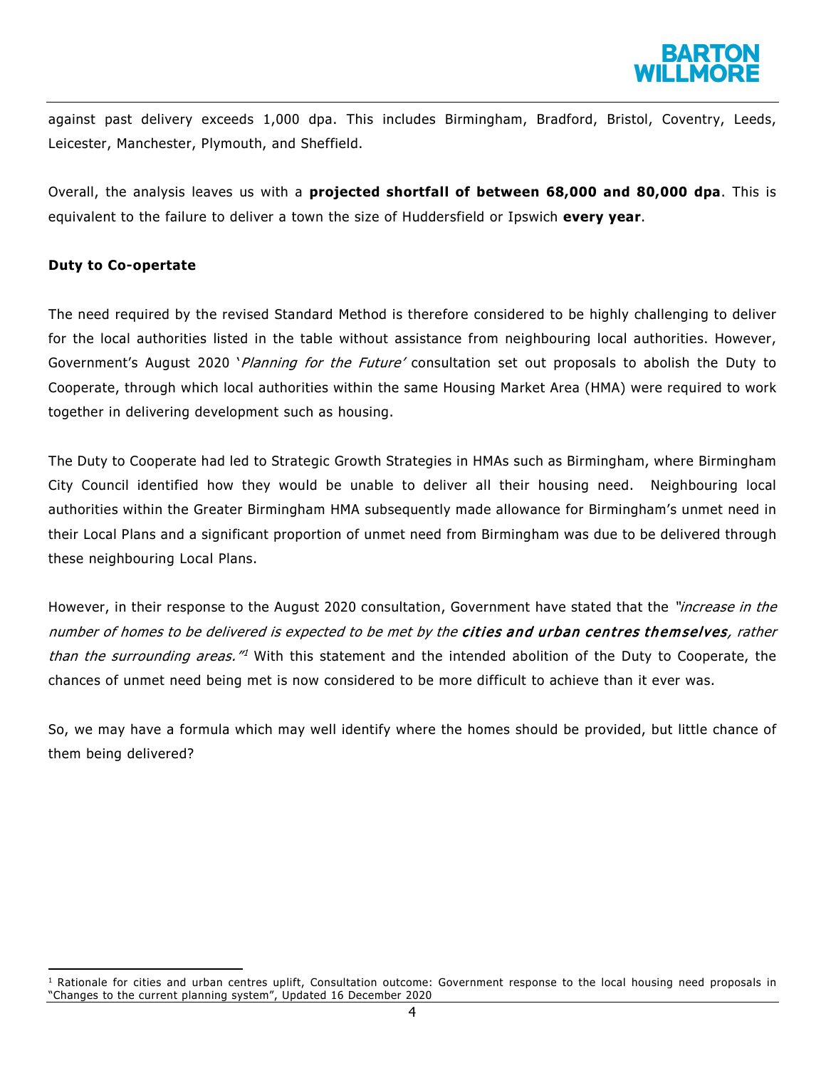against past delivery exceeds 1,000 dpa. This includes Birmingham, Bradford, Bristol, Coventry, Leeds, Leicester, Manchester, Plymouth, and Sheffield.

Overall, the analysis leaves us with a **projected shortfall of between 68,000 and 80,000 dpa**. This is equivalent to the failure to deliver a town the size of Huddersfield or Ipswich **every year**.

**Duty to Co-opertate**

The need required by the revised Standard Method is therefore considered to be highly challenging to deliver for the local authorities listed in the table without assistance from neighbouring local authorities. However, Government's August 2020 '*Planning for the Future'* consultation set out proposals to abolish the Duty to Cooperate, through which local authorities within the same Housing Market Area (HMA) were required to work together in delivering development such as housing.

The Duty to Cooperate had led to Strategic Growth Strategies in HMAs such as Birmingham, where Birmingham City Council identified how they would be unable to deliver all their housing need. Neighbouring local authorities within the Greater Birmingham HMA subsequently made allowance for Birmingham's unmet need in their Local Plans and a significant proportion of unmet need from Birmingham was due to be delivered through these neighbouring Local Plans.

However, in their response to the August 2020 consultation, Government have stated that the *"increase in the number of homes to be delivered is expected to be met by the* ***cities and urban centres themselves****, rather than the surrounding areas."*[1] With this statement and the intended abolition of the Duty to Cooperate, the chances of unmet need being met is now considered to be more difficult to achieve than it ever was.

So, we may have a formula which may well identify where the homes should be provided, but little chance of them being delivered?

[1] Rationale for cities and urban centres uplift, Consultation outcome: Government response to the local housing need proposals in "Changes to the current planning system", Updated 16 December 2020